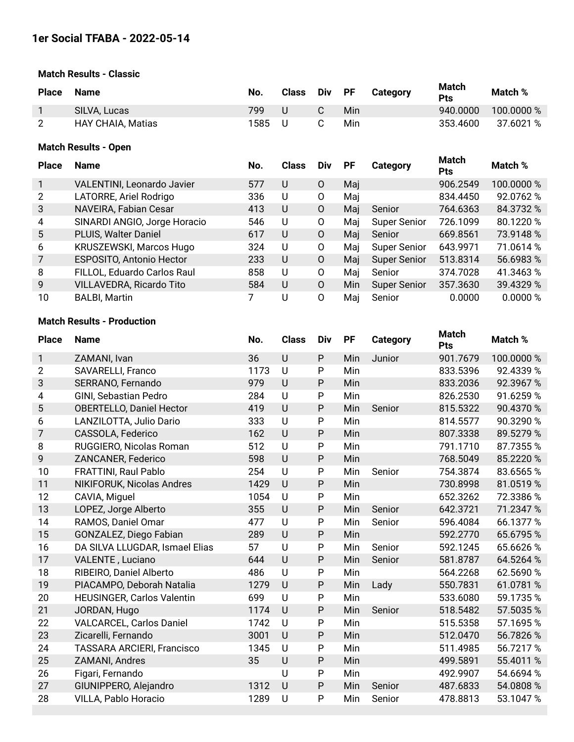# 1er Social TFABA - 2022-05-14

### Match Results - Classic

| Place | Name | No. | Class | Div | PF | Category | Match Pts | Match % |
|---|---|---|---|---|---|---|---|---|
| 1 | SILVA, Lucas | 799 | U | C | Min | | 940.0000 | 100.0000 % |
| 2 | HAY CHAIA, Matias | 1585 | U | C | Min | | 353.4600 | 37.6021 % |

### Match Results - Open

| Place | Name | No. | Class | Div | PF | Category | Match Pts | Match % |
|---|---|---|---|---|---|---|---|---|
| 1 | VALENTINI, Leonardo Javier | 577 | U | O | Maj | | 906.2549 | 100.0000 % |
| 2 | LATORRE, Ariel Rodrigo | 336 | U | O | Maj | | 834.4450 | 92.0762 % |
| 3 | NAVEIRA, Fabian Cesar | 413 | U | O | Maj | Senior | 764.6363 | 84.3732 % |
| 4 | SINARDI ANGIO, Jorge Horacio | 546 | U | O | Maj | Super Senior | 726.1099 | 80.1220 % |
| 5 | PLUIS, Walter Daniel | 617 | U | O | Maj | Senior | 669.8561 | 73.9148 % |
| 6 | KRUSZEWSKI, Marcos Hugo | 324 | U | O | Maj | Super Senior | 643.9971 | 71.0614 % |
| 7 | ESPOSITO, Antonio Hector | 233 | U | O | Maj | Super Senior | 513.8314 | 56.6983 % |
| 8 | FILLOL, Eduardo Carlos Raul | 858 | U | O | Maj | Senior | 374.7028 | 41.3463 % |
| 9 | VILLAVEDRA, Ricardo Tito | 584 | U | O | Min | Super Senior | 357.3630 | 39.4329 % |
| 10 | BALBI, Martin | 7 | U | O | Maj | Senior | 0.0000 | 0.0000 % |

### Match Results - Production

| Place | Name | No. | Class | Div | PF | Category | Match Pts | Match % |
|---|---|---|---|---|---|---|---|---|
| 1 | ZAMANI, Ivan | 36 | U | P | Min | Junior | 901.7679 | 100.0000 % |
| 2 | SAVARELLI, Franco | 1173 | U | P | Min | | 833.5396 | 92.4339 % |
| 3 | SERRANO, Fernando | 979 | U | P | Min | | 833.2036 | 92.3967 % |
| 4 | GINI, Sebastian Pedro | 284 | U | P | Min | | 826.2530 | 91.6259 % |
| 5 | OBERTELLO, Daniel Hector | 419 | U | P | Min | Senior | 815.5322 | 90.4370 % |
| 6 | LANZILOTTA, Julio Dario | 333 | U | P | Min | | 814.5577 | 90.3290 % |
| 7 | CASSOLA, Federico | 162 | U | P | Min | | 807.3338 | 89.5279 % |
| 8 | RUGGIERO, Nicolas Roman | 512 | U | P | Min | | 791.1710 | 87.7355 % |
| 9 | ZANCANER, Federico | 598 | U | P | Min | | 768.5049 | 85.2220 % |
| 10 | FRATTINI, Raul Pablo | 254 | U | P | Min | Senior | 754.3874 | 83.6565 % |
| 11 | NIKIFORUK, Nicolas Andres | 1429 | U | P | Min | | 730.8998 | 81.0519 % |
| 12 | CAVIA, Miguel | 1054 | U | P | Min | | 652.3262 | 72.3386 % |
| 13 | LOPEZ, Jorge Alberto | 355 | U | P | Min | Senior | 642.3721 | 71.2347 % |
| 14 | RAMOS, Daniel Omar | 477 | U | P | Min | Senior | 596.4084 | 66.1377 % |
| 15 | GONZALEZ, Diego Fabian | 289 | U | P | Min | | 592.2770 | 65.6795 % |
| 16 | DA SILVA LLUGDAR, Ismael Elias | 57 | U | P | Min | Senior | 592.1245 | 65.6626 % |
| 17 | VALENTE , Luciano | 644 | U | P | Min | Senior | 581.8787 | 64.5264 % |
| 18 | RIBEIRO, Daniel Alberto | 486 | U | P | Min | | 564.2268 | 62.5690 % |
| 19 | PIACAMPO, Deborah Natalia | 1279 | U | P | Min | Lady | 550.7831 | 61.0781 % |
| 20 | HEUSINGER, Carlos Valentin | 699 | U | P | Min | | 533.6080 | 59.1735 % |
| 21 | JORDAN, Hugo | 1174 | U | P | Min | Senior | 518.5482 | 57.5035 % |
| 22 | VALCARCEL, Carlos Daniel | 1742 | U | P | Min | | 515.5358 | 57.1695 % |
| 23 | Zicarelli, Fernando | 3001 | U | P | Min | | 512.0470 | 56.7826 % |
| 24 | TASSARA ARCIERI, Francisco | 1345 | U | P | Min | | 511.4985 | 56.7217 % |
| 25 | ZAMANI, Andres | 35 | U | P | Min | | 499.5891 | 55.4011 % |
| 26 | Figari, Fernando | | U | P | Min | | 492.9907 | 54.6694 % |
| 27 | GIUNIPPERO, Alejandro | 1312 | U | P | Min | Senior | 487.6833 | 54.0808 % |
| 28 | VILLA, Pablo Horacio | 1289 | U | P | Min | Senior | 478.8813 | 53.1047 % |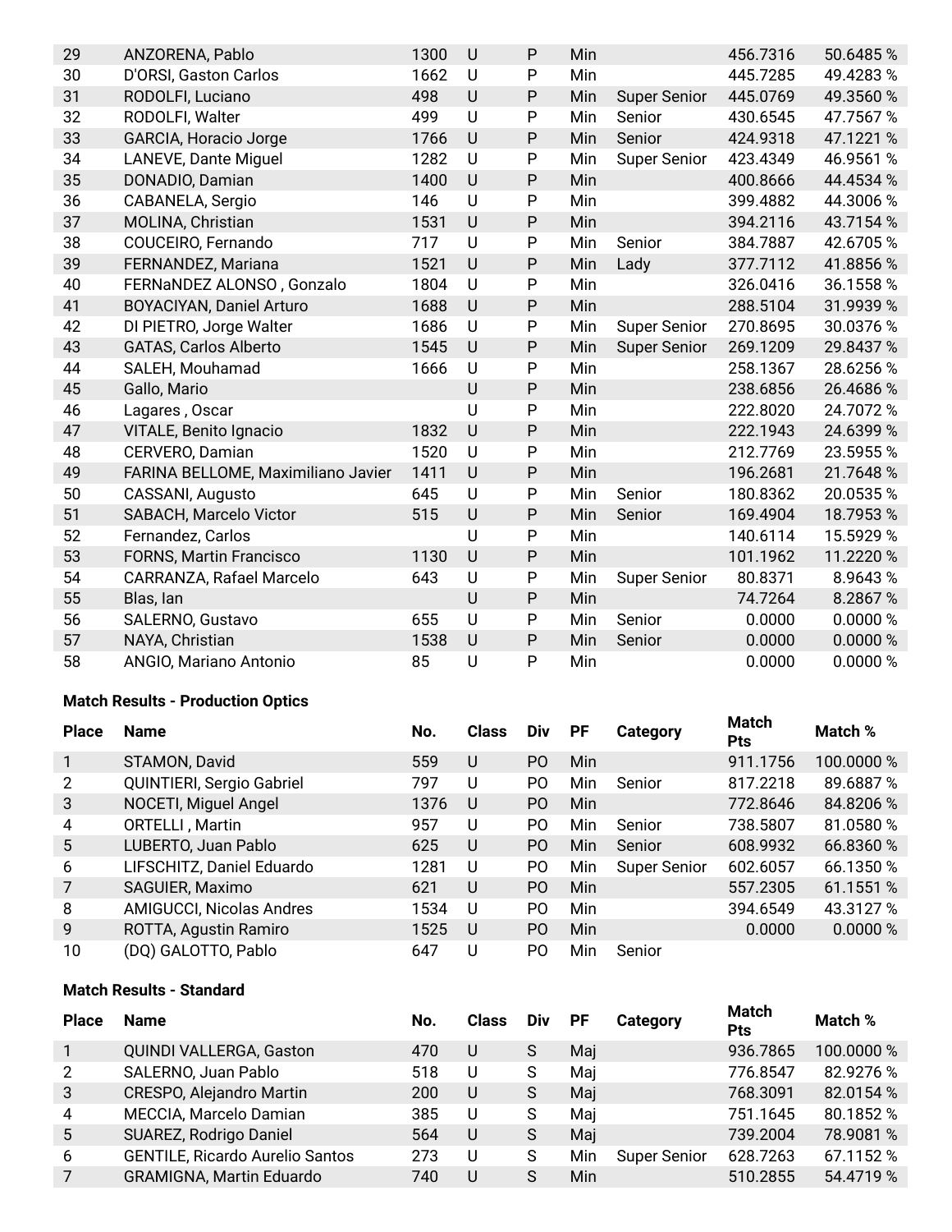| Place | Name | No. | Class | Div | PF | Category | Match Pts | Match % |
|---|---|---|---|---|---|---|---|---|
| 29 | ANZORENA, Pablo | 1300 | U | P | Min | | 456.7316 | 50.6485 % |
| 30 | D'ORSI, Gaston Carlos | 1662 | U | P | Min | | 445.7285 | 49.4283 % |
| 31 | RODOLFI, Luciano | 498 | U | P | Min | Super Senior | 445.0769 | 49.3560 % |
| 32 | RODOLFI, Walter | 499 | U | P | Min | Senior | 430.6545 | 47.7567 % |
| 33 | GARCIA, Horacio Jorge | 1766 | U | P | Min | Senior | 424.9318 | 47.1221 % |
| 34 | LANEVE, Dante Miguel | 1282 | U | P | Min | Super Senior | 423.4349 | 46.9561 % |
| 35 | DONADIO, Damian | 1400 | U | P | Min | | 400.8666 | 44.4534 % |
| 36 | CABANELA, Sergio | 146 | U | P | Min | | 399.4882 | 44.3006 % |
| 37 | MOLINA, Christian | 1531 | U | P | Min | | 394.2116 | 43.7154 % |
| 38 | COUCEIRO, Fernando | 717 | U | P | Min | Senior | 384.7887 | 42.6705 % |
| 39 | FERNANDEZ, Mariana | 1521 | U | P | Min | Lady | 377.7112 | 41.8856 % |
| 40 | FERNaNDEZ ALONSO , Gonzalo | 1804 | U | P | Min | | 326.0416 | 36.1558 % |
| 41 | BOYACIYAN, Daniel Arturo | 1688 | U | P | Min | | 288.5104 | 31.9939 % |
| 42 | DI PIETRO, Jorge Walter | 1686 | U | P | Min | Super Senior | 270.8695 | 30.0376 % |
| 43 | GATAS, Carlos Alberto | 1545 | U | P | Min | Super Senior | 269.1209 | 29.8437 % |
| 44 | SALEH, Mouhamad | 1666 | U | P | Min | | 258.1367 | 28.6256 % |
| 45 | Gallo, Mario | | U | P | Min | | 238.6856 | 26.4686 % |
| 46 | Lagares , Oscar | | U | P | Min | | 222.8020 | 24.7072 % |
| 47 | VITALE, Benito Ignacio | 1832 | U | P | Min | | 222.1943 | 24.6399 % |
| 48 | CERVERO, Damian | 1520 | U | P | Min | | 212.7769 | 23.5955 % |
| 49 | FARINA BELLOME, Maximiliano Javier | 1411 | U | P | Min | | 196.2681 | 21.7648 % |
| 50 | CASSANI, Augusto | 645 | U | P | Min | Senior | 180.8362 | 20.0535 % |
| 51 | SABACH, Marcelo Victor | 515 | U | P | Min | Senior | 169.4904 | 18.7953 % |
| 52 | Fernandez, Carlos | | U | P | Min | | 140.6114 | 15.5929 % |
| 53 | FORNS, Martin Francisco | 1130 | U | P | Min | | 101.1962 | 11.2220 % |
| 54 | CARRANZA, Rafael Marcelo | 643 | U | P | Min | Super Senior | 80.8371 | 8.9643 % |
| 55 | Blas, Ian | | U | P | Min | | 74.7264 | 8.2867 % |
| 56 | SALERNO, Gustavo | 655 | U | P | Min | Senior | 0.0000 | 0.0000 % |
| 57 | NAYA, Christian | 1538 | U | P | Min | Senior | 0.0000 | 0.0000 % |
| 58 | ANGIO, Mariano Antonio | 85 | U | P | Min | | 0.0000 | 0.0000 % |

**Match Results - Production Optics**

| Place | Name | No. | Class | Div | PF | Category | Match Pts | Match % |
|---|---|---|---|---|---|---|---|---|
| 1 | STAMON, David | 559 | U | PO | Min | | 911.1756 | 100.0000 % |
| 2 | QUINTIERI, Sergio Gabriel | 797 | U | PO | Min | Senior | 817.2218 | 89.6887 % |
| 3 | NOCETI, Miguel Angel | 1376 | U | PO | Min | | 772.8646 | 84.8206 % |
| 4 | ORTELLI , Martin | 957 | U | PO | Min | Senior | 738.5807 | 81.0580 % |
| 5 | LUBERTO, Juan Pablo | 625 | U | PO | Min | Senior | 608.9932 | 66.8360 % |
| 6 | LIFSCHITZ, Daniel Eduardo | 1281 | U | PO | Min | Super Senior | 602.6057 | 66.1350 % |
| 7 | SAGUIER, Maximo | 621 | U | PO | Min | | 557.2305 | 61.1551 % |
| 8 | AMIGUCCI, Nicolas Andres | 1534 | U | PO | Min | | 394.6549 | 43.3127 % |
| 9 | ROTTA, Agustin Ramiro | 1525 | U | PO | Min | | 0.0000 | 0.0000 % |
| 10 | (DQ) GALOTTO, Pablo | 647 | U | PO | Min | Senior | | |

**Match Results - Standard**

| Place | Name | No. | Class | Div | PF | Category | Match Pts | Match % |
|---|---|---|---|---|---|---|---|---|
| 1 | QUINDI VALLERGA, Gaston | 470 | U | S | Maj | | 936.7865 | 100.0000 % |
| 2 | SALERNO, Juan Pablo | 518 | U | S | Maj | | 776.8547 | 82.9276 % |
| 3 | CRESPO, Alejandro Martin | 200 | U | S | Maj | | 768.3091 | 82.0154 % |
| 4 | MECCIA, Marcelo Damian | 385 | U | S | Maj | | 751.1645 | 80.1852 % |
| 5 | SUAREZ, Rodrigo Daniel | 564 | U | S | Maj | | 739.2004 | 78.9081 % |
| 6 | GENTILE, Ricardo Aurelio Santos | 273 | U | S | Min | Super Senior | 628.7263 | 67.1152 % |
| 7 | GRAMIGNA, Martin Eduardo | 740 | U | S | Min | | 510.2855 | 54.4719 % |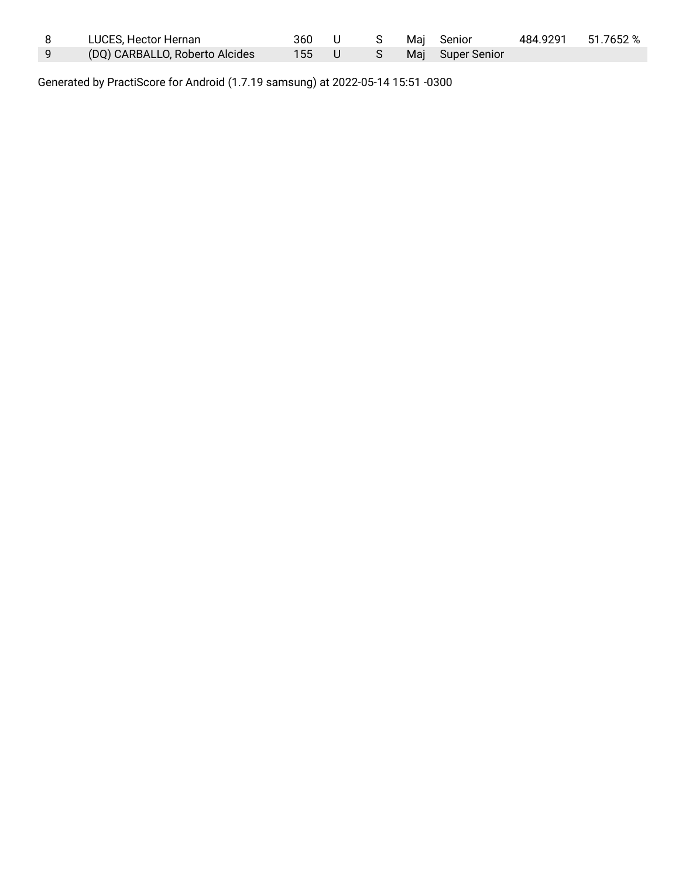| | | | | | | | | |
|---|---|---|---|---|---|---|---|---|
| 8 | LUCES, Hector Hernan | 360 | U | S | Maj | Senior | 484.9291 | 51.7652 % |
| 9 | (DQ) CARBALLO, Roberto Alcides | 155 | U | S | Maj | Super Senior | | |

Generated by PractiScore for Android (1.7.19 samsung) at 2022-05-14 15:51 -0300